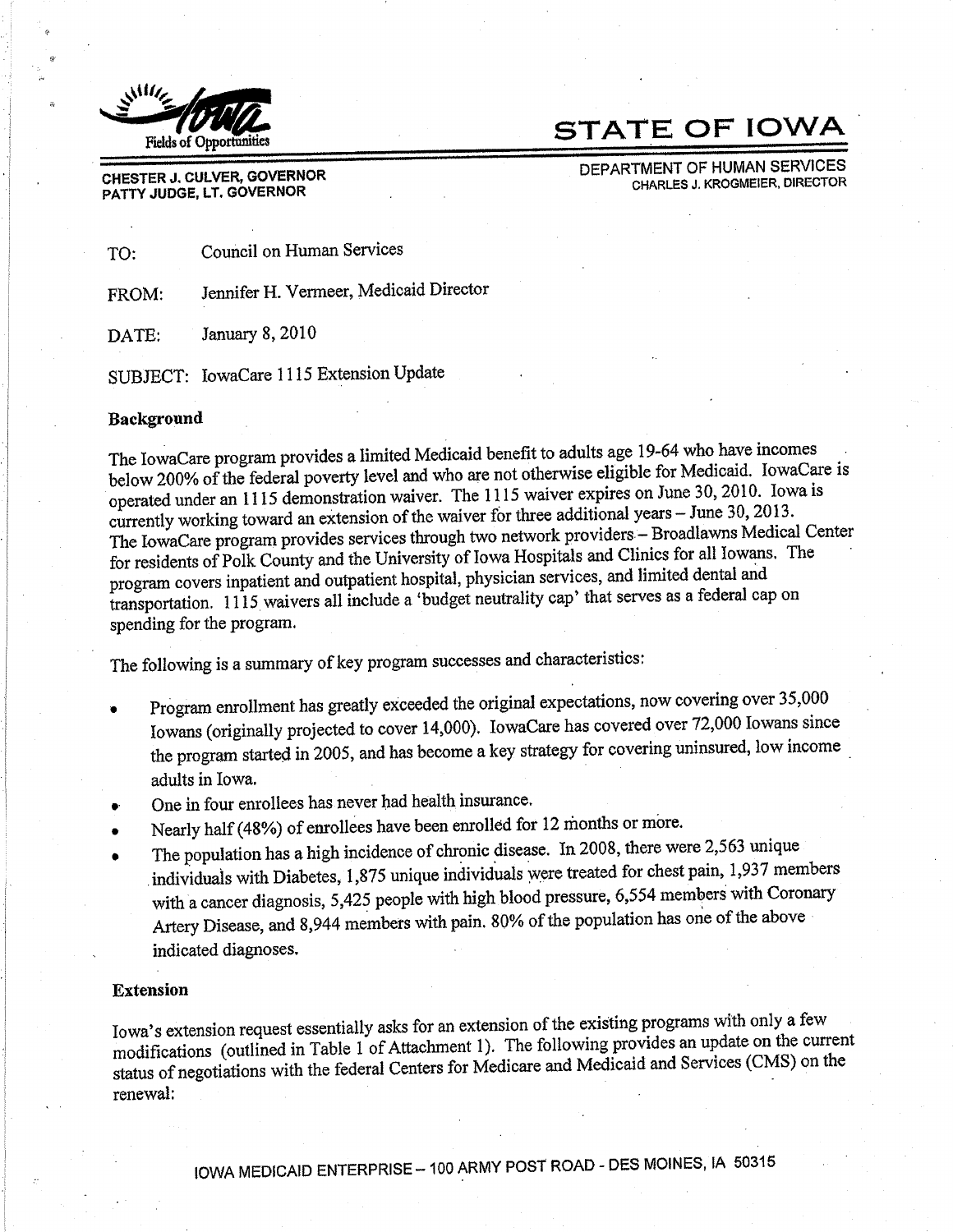Fields of Opportunities

# STATE OF IOWA

CHESTER J. CULVER, GOVERNOR
PATTY JUDGE, LT. GOVERNOR

DEPARTMENT OF HUMAN SERVICES
CHARLES J. KROGMEIER, DIRECTOR

TO: Council on Human Services

FROM: Jennifer H. Vermeer, Medicaid Director

DATE: January 8, 2010

SUBJECT: IowaCare 1115 Extension Update

## Background

The IowaCare program provides a limited Medicaid benefit to adults age 19-64 who have incomes below 200% of the federal poverty level and who are not otherwise eligible for Medicaid. IowaCare is operated under an 1115 demonstration waiver. The 1115 waiver expires on June 30, 2010. Iowa is currently working toward an extension of the waiver for three additional years – June 30, 2013. The IowaCare program provides services through two network providers – Broadlawns Medical Center for residents of Polk County and the University of Iowa Hospitals and Clinics for all Iowans. The program covers inpatient and outpatient hospital, physician services, and limited dental and transportation. 1115 waivers all include a 'budget neutrality cap' that serves as a federal cap on spending for the program.

The following is a summary of key program successes and characteristics:

- Program enrollment has greatly exceeded the original expectations, now covering over 35,000 Iowans (originally projected to cover 14,000). IowaCare has covered over 72,000 Iowans since the program started in 2005, and has become a key strategy for covering uninsured, low income adults in Iowa.
- One in four enrollees has never had health insurance.
- Nearly half (48%) of enrollees have been enrolled for 12 months or more.
- The population has a high incidence of chronic disease. In 2008, there were 2,563 unique individuals with Diabetes, 1,875 unique individuals were treated for chest pain, 1,937 members with a cancer diagnosis, 5,425 people with high blood pressure, 6,554 members with Coronary Artery Disease, and 8,944 members with pain. 80% of the population has one of the above indicated diagnoses.

## Extension

Iowa's extension request essentially asks for an extension of the existing programs with only a few modifications (outlined in Table 1 of Attachment 1). The following provides an update on the current status of negotiations with the federal Centers for Medicare and Medicaid and Services (CMS) on the renewal:

IOWA MEDICAID ENTERPRISE – 100 ARMY POST ROAD - DES MOINES, IA 50315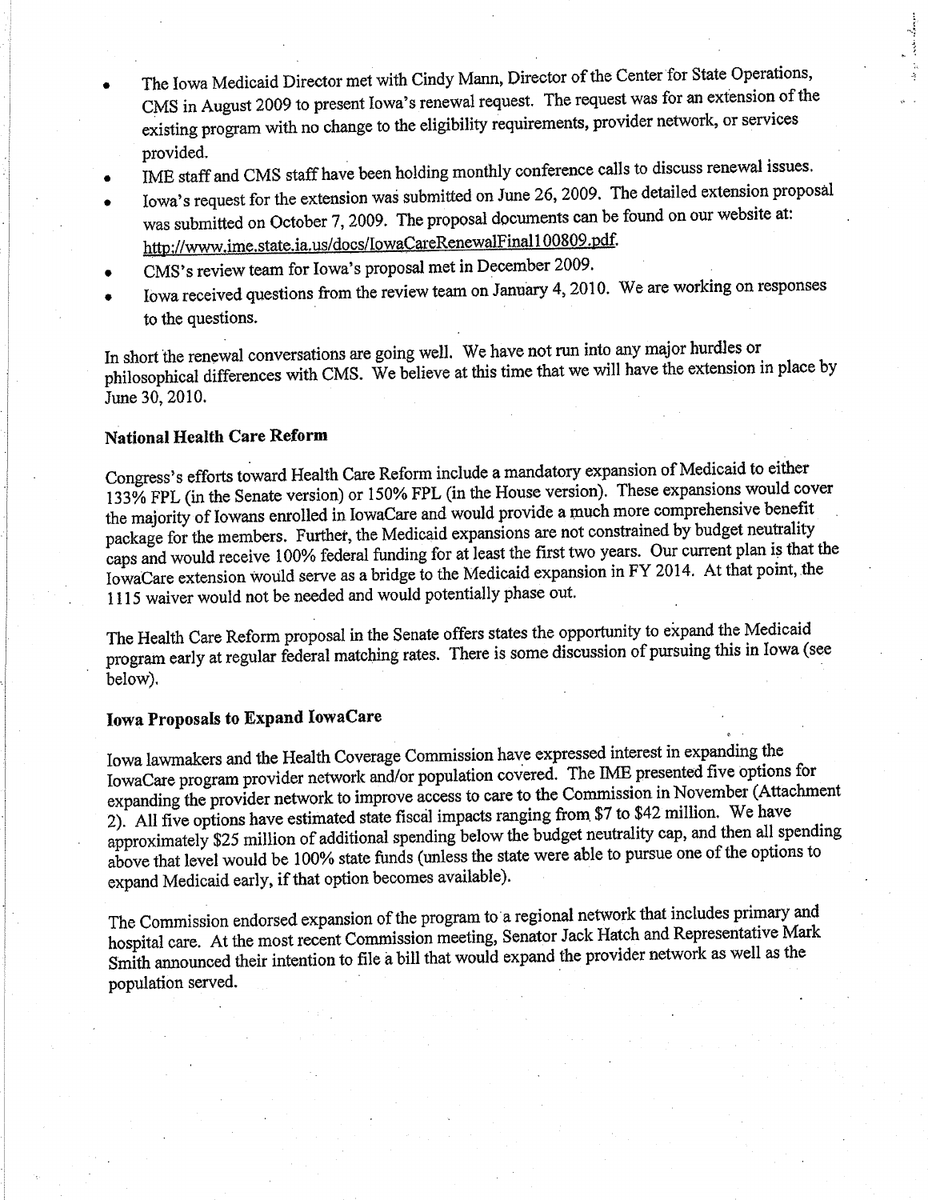- The Iowa Medicaid Director met with Cindy Mann, Director of the Center for State Operations, CMS in August 2009 to present Iowa's renewal request. The request was for an extension of the existing program with no change to the eligibility requirements, provider network, or services provided.
- IME staff and CMS staff have been holding monthly conference calls to discuss renewal issues.
- Iowa's request for the extension was submitted on June 26, 2009. The detailed extension proposal was submitted on October 7, 2009. The proposal documents can be found on our website at: http://www.ime.state.ia.us/docs/IowaCareRenewalFinal100809.pdf.
- CMS's review team for Iowa's proposal met in December 2009.
- Iowa received questions from the review team on January 4, 2010. We are working on responses to the questions.

In short the renewal conversations are going well. We have not run into any major hurdles or philosophical differences with CMS. We believe at this time that we will have the extension in place by June 30, 2010.

**National Health Care Reform**

Congress's efforts toward Health Care Reform include a mandatory expansion of Medicaid to either 133% FPL (in the Senate version) or 150% FPL (in the House version). These expansions would cover the majority of Iowans enrolled in IowaCare and would provide a much more comprehensive benefit package for the members. Further, the Medicaid expansions are not constrained by budget neutrality caps and would receive 100% federal funding for at least the first two years. Our current plan is that the IowaCare extension would serve as a bridge to the Medicaid expansion in FY 2014. At that point, the 1115 waiver would not be needed and would potentially phase out.

The Health Care Reform proposal in the Senate offers states the opportunity to expand the Medicaid program early at regular federal matching rates. There is some discussion of pursuing this in Iowa (see below).

**Iowa Proposals to Expand IowaCare**

Iowa lawmakers and the Health Coverage Commission have expressed interest in expanding the IowaCare program provider network and/or population covered. The IME presented five options for expanding the provider network to improve access to care to the Commission in November (Attachment 2). All five options have estimated state fiscal impacts ranging from $7 to $42 million. We have approximately $25 million of additional spending below the budget neutrality cap, and then all spending above that level would be 100% state funds (unless the state were able to pursue one of the options to expand Medicaid early, if that option becomes available).

The Commission endorsed expansion of the program to a regional network that includes primary and hospital care. At the most recent Commission meeting, Senator Jack Hatch and Representative Mark Smith announced their intention to file a bill that would expand the provider network as well as the population served.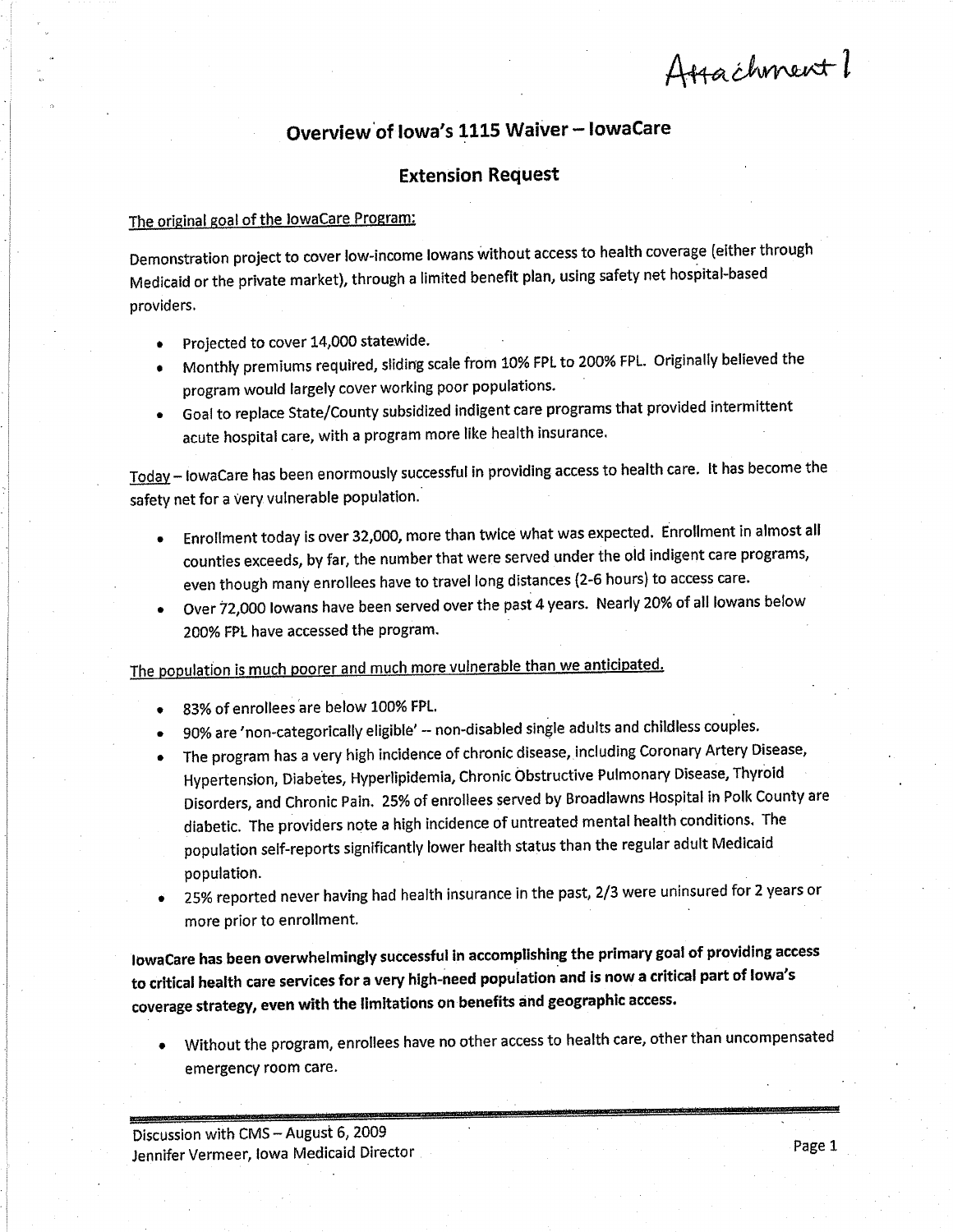Attachment 1

# Overview of Iowa's 1115 Waiver – IowaCare

## Extension Request

The original goal of the IowaCare Program:

Demonstration project to cover low-income Iowans without access to health coverage (either through Medicaid or the private market), through a limited benefit plan, using safety net hospital-based providers.

- Projected to cover 14,000 statewide.
- Monthly premiums required, sliding scale from 10% FPL to 200% FPL. Originally believed the program would largely cover working poor populations.
- Goal to replace State/County subsidized indigent care programs that provided intermittent acute hospital care, with a program more like health insurance.

Today – IowaCare has been enormously successful in providing access to health care. It has become the safety net for a very vulnerable population.

- Enrollment today is over 32,000, more than twice what was expected. Enrollment in almost all counties exceeds, by far, the number that were served under the old indigent care programs, even though many enrollees have to travel long distances (2-6 hours) to access care.
- Over 72,000 Iowans have been served over the past 4 years. Nearly 20% of all Iowans below 200% FPL have accessed the program.

The population is much poorer and much more vulnerable than we anticipated.

- 83% of enrollees are below 100% FPL.
- 90% are 'non-categorically eligible' -- non-disabled single adults and childless couples.
- The program has a very high incidence of chronic disease, including Coronary Artery Disease, Hypertension, Diabetes, Hyperlipidemia, Chronic Obstructive Pulmonary Disease, Thyroid Disorders, and Chronic Pain. 25% of enrollees served by Broadlawns Hospital in Polk County are diabetic. The providers note a high incidence of untreated mental health conditions. The population self-reports significantly lower health status than the regular adult Medicaid population.
- 25% reported never having had health insurance in the past, 2/3 were uninsured for 2 years or more prior to enrollment.

**IowaCare has been overwhelmingly successful in accomplishing the primary goal of providing access to critical health care services for a very high-need population and is now a critical part of Iowa's coverage strategy, even with the limitations on benefits and geographic access.**

- Without the program, enrollees have no other access to health care, other than uncompensated emergency room care.

Discussion with CMS – August 6, 2009
Jennifer Vermeer, Iowa Medicaid Director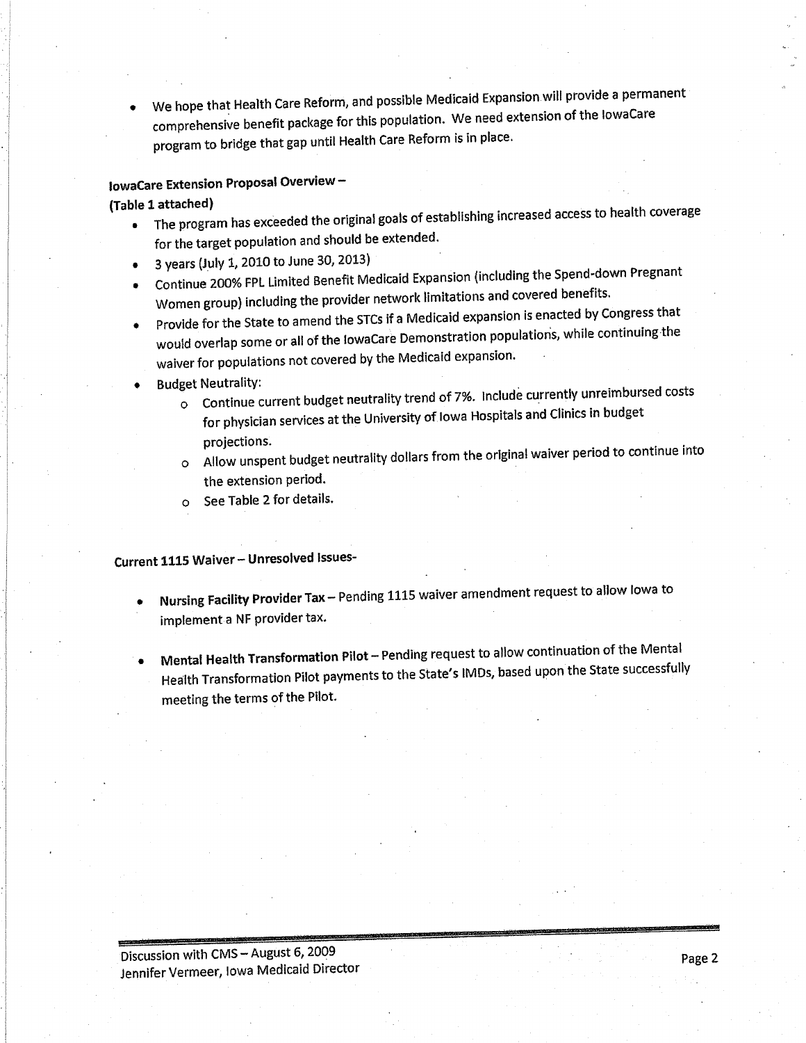- We hope that Health Care Reform, and possible Medicaid Expansion will provide a permanent comprehensive benefit package for this population. We need extension of the IowaCare program to bridge that gap until Health Care Reform is in place.

**IowaCare Extension Proposal Overview –**
**(Table 1 attached)**

- The program has exceeded the original goals of establishing increased access to health coverage for the target population and should be extended.
- 3 years (July 1, 2010 to June 30, 2013)
- Continue 200% FPL Limited Benefit Medicaid Expansion (including the Spend-down Pregnant Women group) including the provider network limitations and covered benefits.
- Provide for the State to amend the STCs if a Medicaid expansion is enacted by Congress that would overlap some or all of the IowaCare Demonstration populations, while continuing the waiver for populations not covered by the Medicaid expansion.
- Budget Neutrality:
  - Continue current budget neutrality trend of 7%. Include currently unreimbursed costs for physician services at the University of Iowa Hospitals and Clinics in budget projections.
  - Allow unspent budget neutrality dollars from the original waiver period to continue into the extension period.
  - See Table 2 for details.

**Current 1115 Waiver – Unresolved Issues-**

- **Nursing Facility Provider Tax** – Pending 1115 waiver amendment request to allow Iowa to implement a NF provider tax.
- **Mental Health Transformation Pilot** – Pending request to allow continuation of the Mental Health Transformation Pilot payments to the State's IMDs, based upon the State successfully meeting the terms of the Pilot.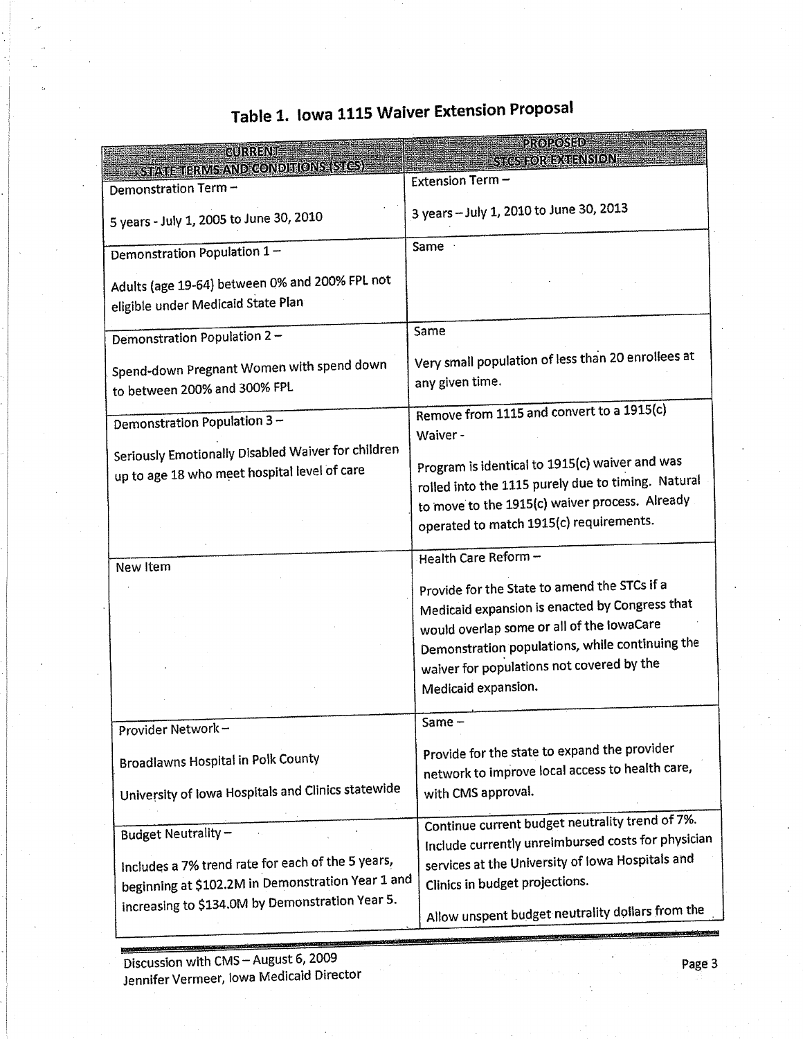# Table 1. Iowa 1115 Waiver Extension Proposal

| CURRENT STATE TERMS AND CONDITIONS (STCS) | PROPOSED STCS FOR EXTENSION |
|---|---|
| Demonstration Term – <br><br> 5 years - July 1, 2005 to June 30, 2010 | Extension Term – <br><br> 3 years – July 1, 2010 to June 30, 2013 |
| Demonstration Population 1 – <br><br> Adults (age 19-64) between 0% and 200% FPL not eligible under Medicaid State Plan | Same |
| Demonstration Population 2 – <br><br> Spend-down Pregnant Women with spend down to between 200% and 300% FPL | Same <br><br> Very small population of less than 20 enrollees at any given time. |
| Demonstration Population 3 – <br><br> Seriously Emotionally Disabled Waiver for children up to age 18 who meet hospital level of care | Remove from 1115 and convert to a 1915(c) Waiver - <br><br> Program is identical to 1915(c) waiver and was rolled into the 1115 purely due to timing. Natural to move to the 1915(c) waiver process. Already operated to match 1915(c) requirements. |
| New Item | Health Care Reform – <br><br> Provide for the State to amend the STCs if a Medicaid expansion is enacted by Congress that would overlap some or all of the IowaCare Demonstration populations, while continuing the waiver for populations not covered by the Medicaid expansion. |
| Provider Network – <br><br> Broadlawns Hospital in Polk County <br><br> University of Iowa Hospitals and Clinics statewide | Same – <br><br> Provide for the state to expand the provider network to improve local access to health care, with CMS approval. |
| Budget Neutrality – <br><br> Includes a 7% trend rate for each of the 5 years, beginning at $102.2M in Demonstration Year 1 and increasing to $134.0M by Demonstration Year 5. | Continue current budget neutrality trend of 7%. Include currently unreimbursed costs for physician services at the University of Iowa Hospitals and Clinics in budget projections. <br><br> Allow unspent budget neutrality dollars from the |

Discussion with CMS – August 6, 2009
Jennifer Vermeer, Iowa Medicaid Director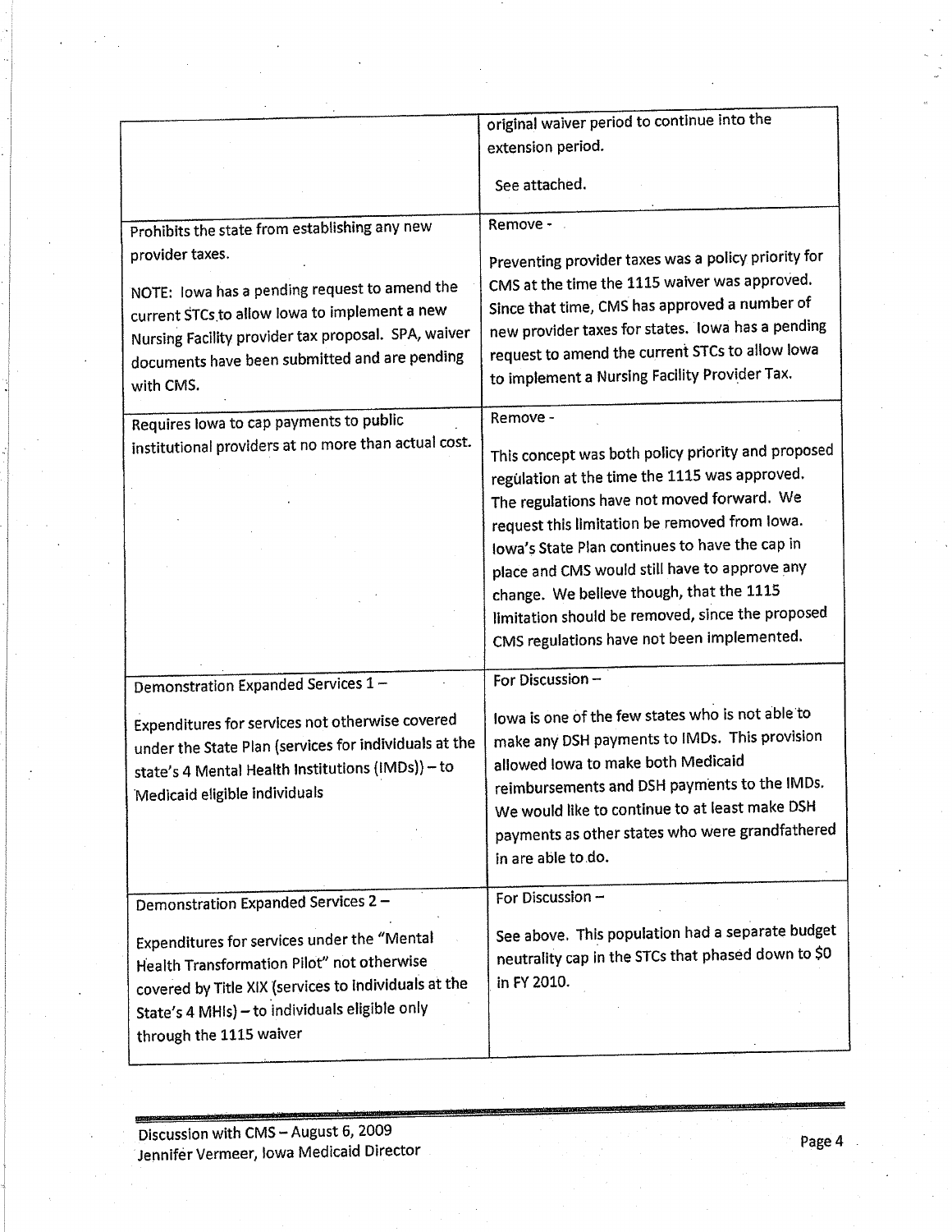| | |
|---|---|
| | original waiver period to continue into the extension period.<br><br>See attached. |
| Prohibits the state from establishing any new provider taxes.<br><br>NOTE: Iowa has a pending request to amend the current STCs to allow Iowa to implement a new Nursing Facility provider tax proposal. SPA, waiver documents have been submitted and are pending with CMS. | Remove -<br><br>Preventing provider taxes was a policy priority for CMS at the time the 1115 waiver was approved. Since that time, CMS has approved a number of new provider taxes for states. Iowa has a pending request to amend the current STCs to allow Iowa to implement a Nursing Facility Provider Tax. |
| Requires Iowa to cap payments to public institutional providers at no more than actual cost. | Remove -<br><br>This concept was both policy priority and proposed regulation at the time the 1115 was approved. The regulations have not moved forward. We request this limitation be removed from Iowa. Iowa's State Plan continues to have the cap in place and CMS would still have to approve any change. We believe though, that the 1115 limitation should be removed, since the proposed CMS regulations have not been implemented. |
| Demonstration Expanded Services 1 –<br><br>Expenditures for services not otherwise covered under the State Plan (services for individuals at the state's 4 Mental Health Institutions (IMDs)) – to Medicaid eligible individuals | For Discussion –<br><br>Iowa is one of the few states who is not able to make any DSH payments to IMDs. This provision allowed Iowa to make both Medicaid reimbursements and DSH payments to the IMDs. We would like to continue to at least make DSH payments as other states who were grandfathered in are able to do. |
| Demonstration Expanded Services 2 –<br><br>Expenditures for services under the "Mental Health Transformation Pilot" not otherwise covered by Title XIX (services to individuals at the State's 4 MHIs) – to individuals eligible only through the 1115 waiver | For Discussion –<br><br>See above. This population had a separate budget neutrality cap in the STCs that phased down to $0 in FY 2010. |

Discussion with CMS – August 6, 2009
Jennifer Vermeer, Iowa Medicaid Director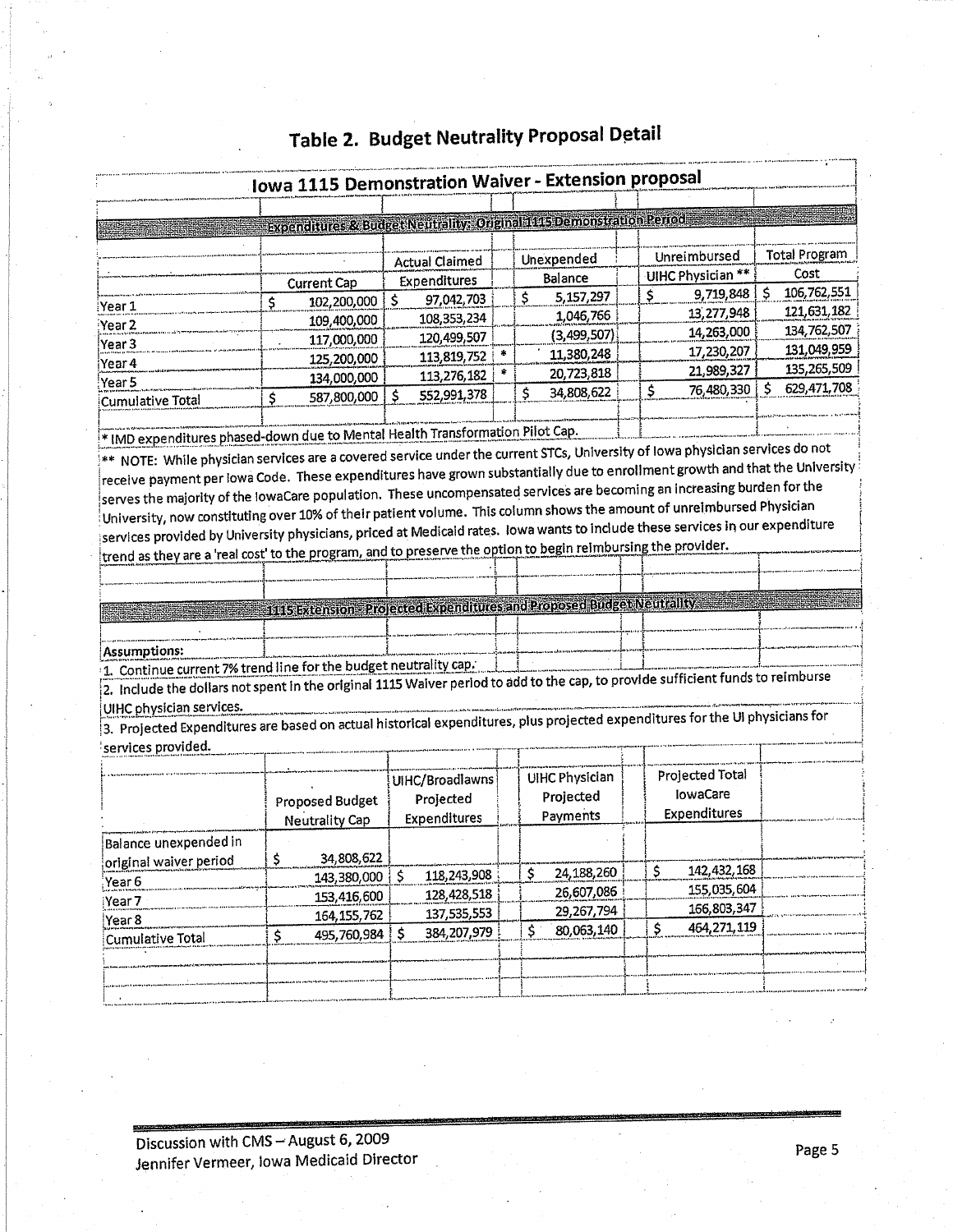# Table 2. Budget Neutrality Proposal Detail

## Iowa 1115 Demonstration Waiver - Extension proposal

### Expenditures & Budget Neutrality: Original 1115 Demonstration Period

| | Current Cap | Actual Claimed Expenditures | | Unexpended Balance | Unreimbursed UIHC Physician ** | Total Program Cost |
|---|---|---|---|---|---|---|
| Year 1 | $ 102,200,000 | $ 97,042,703 | | $ 5,157,297 | $ 9,719,848 | $ 106,762,551 |
| Year 2 | 109,400,000 | 108,353,234 | | 1,046,766 | 13,277,948 | 121,631,182 |
| Year 3 | 117,000,000 | 120,499,507 | | (3,499,507) | 14,263,000 | 134,762,507 |
| Year 4 | 125,200,000 | 113,819,752 | * | 11,380,248 | 17,230,207 | 131,049,959 |
| Year 5 | 134,000,000 | 113,276,182 | * | 20,723,818 | 21,989,327 | 135,265,509 |
| Cumulative Total | $ 587,800,000 | $ 552,991,378 | | $ 34,808,622 | $ 76,480,330 | $ 629,471,708 |

* IMD expenditures phased-down due to Mental Health Transformation Pilot Cap.

** NOTE: While physician services are a covered service under the current STCs, University of Iowa physician services do not receive payment per Iowa Code. These expenditures have grown substantially due to enrollment growth and that the University serves the majority of the IowaCare population. These uncompensated services are becoming an increasing burden for the University, now constituting over 10% of their patient volume. This column shows the amount of unreimbursed Physician services provided by University physicians, priced at Medicaid rates. Iowa wants to include these services in our expenditure trend as they are a 'real cost' to the program, and to preserve the option to begin reimbursing the provider.

### 1115 Extension - Projected Expenditures and Proposed Budget Neutrality

**Assumptions:**

1. Continue current 7% trend line for the budget neutrality cap.
2. Include the dollars not spent in the original 1115 Waiver period to add to the cap, to provide sufficient funds to reimburse UIHC physician services.
3. Projected Expenditures are based on actual historical expenditures, plus projected expenditures for the UI physicians for services provided.

| | Proposed Budget Neutrality Cap | UIHC/Broadlawns Projected Expenditures | UIHC Physician Projected Payments | Projected Total IowaCare Expenditures |
|---|---|---|---|---|
| Balance unexpended in original waiver period | $ 34,808,622 | | | |
| Year 6 | 143,380,000 | $ 118,243,908 | $ 24,188,260 | $ 142,432,168 |
| Year 7 | 153,416,600 | 128,428,518 | 26,607,086 | 155,035,604 |
| Year 8 | 164,155,762 | 137,535,553 | 29,267,794 | 166,803,347 |
| Cumulative Total | $ 495,760,984 | $ 384,207,979 | $ 80,063,140 | $ 464,271,119 |

Discussion with CMS – August 6, 2009
Jennifer Vermeer, Iowa Medicaid Director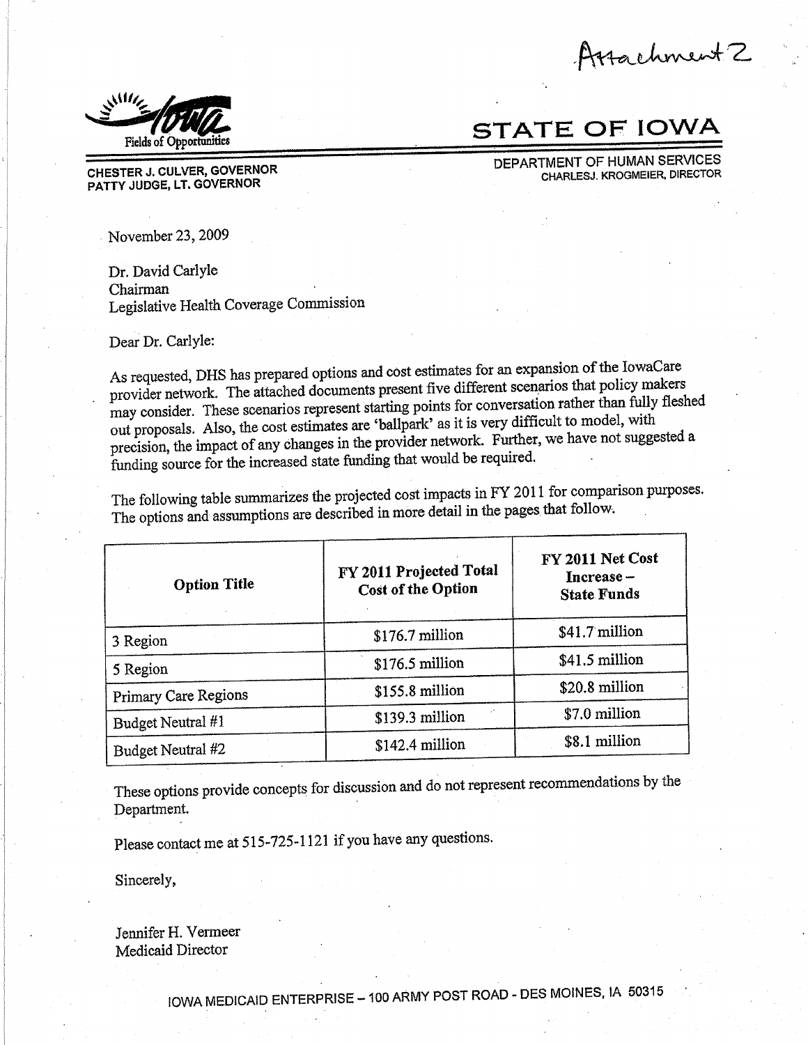Attachment 2

Fields of Opportunities

# STATE OF IOWA

CHESTER J. CULVER, GOVERNOR
PATTY JUDGE, LT. GOVERNOR

DEPARTMENT OF HUMAN SERVICES
CHARLESJ. KROGMEIER, DIRECTOR

November 23, 2009

Dr. David Carlyle
Chairman
Legislative Health Coverage Commission

Dear Dr. Carlyle:

As requested, DHS has prepared options and cost estimates for an expansion of the IowaCare provider network. The attached documents present five different scenarios that policy makers may consider. These scenarios represent starting points for conversation rather than fully fleshed out proposals. Also, the cost estimates are 'ballpark' as it is very difficult to model, with precision, the impact of any changes in the provider network. Further, we have not suggested a funding source for the increased state funding that would be required.

The following table summarizes the projected cost impacts in FY 2011 for comparison purposes. The options and assumptions are described in more detail in the pages that follow.

| Option Title | FY 2011 Projected Total Cost of the Option | FY 2011 Net Cost Increase – State Funds |
|---|---|---|
| 3 Region | $176.7 million | $41.7 million |
| 5 Region | $176.5 million | $41.5 million |
| Primary Care Regions | $155.8 million | $20.8 million |
| Budget Neutral #1 | $139.3 million | $7.0 million |
| Budget Neutral #2 | $142.4 million | $8.1 million |

These options provide concepts for discussion and do not represent recommendations by the Department.

Please contact me at 515-725-1121 if you have any questions.

Sincerely,

Jennifer H. Vermeer
Medicaid Director

IOWA MEDICAID ENTERPRISE – 100 ARMY POST ROAD - DES MOINES, IA 50315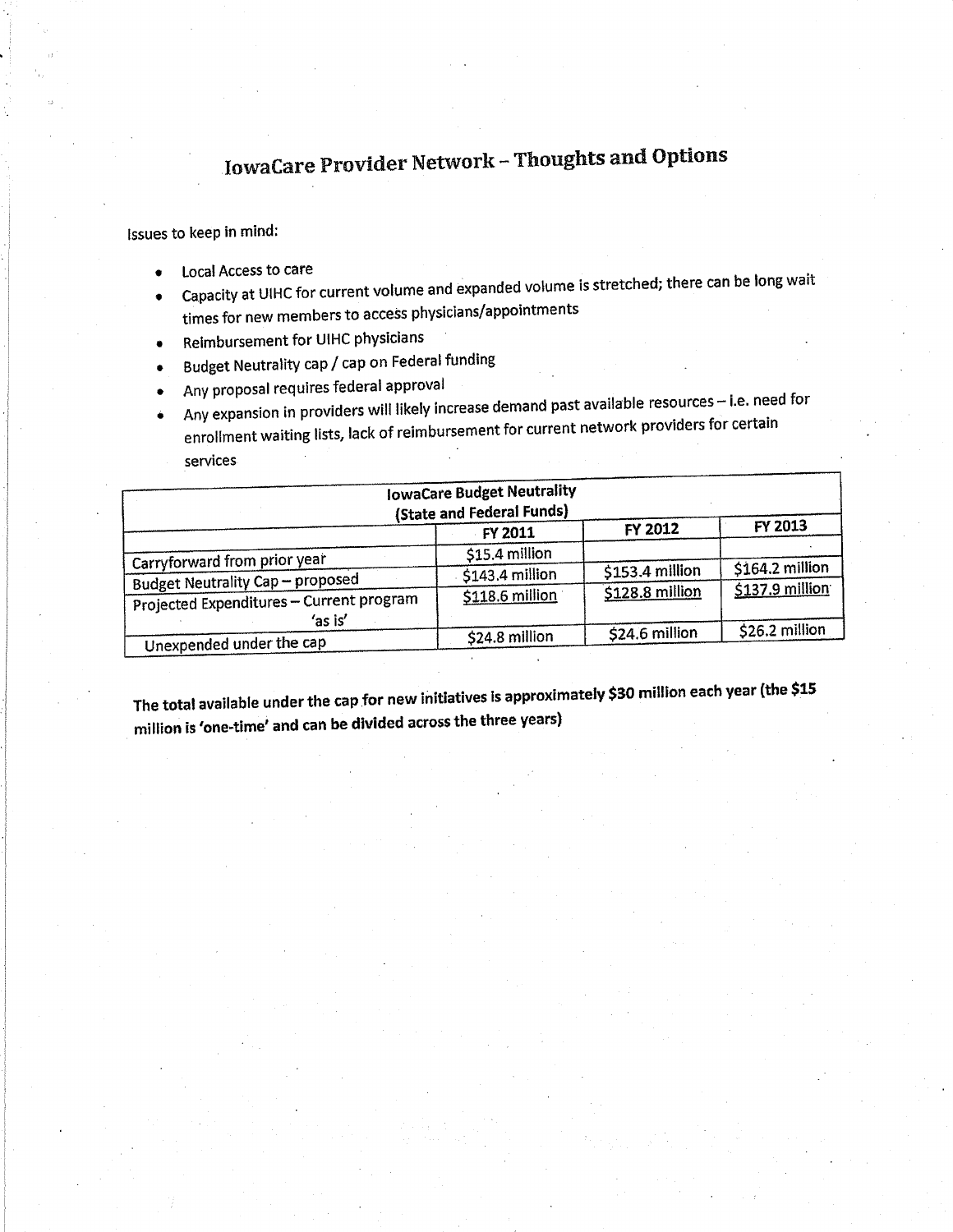# IowaCare Provider Network – Thoughts and Options

Issues to keep in mind:

- Local Access to care
- Capacity at UIHC for current volume and expanded volume is stretched; there can be long wait times for new members to access physicians/appointments
- Reimbursement for UIHC physicians
- Budget Neutrality cap / cap on Federal funding
- Any proposal requires federal approval
- Any expansion in providers will likely increase demand past available resources – i.e. need for enrollment waiting lists, lack of reimbursement for current network providers for certain services

| IowaCare Budget Neutrality (State and Federal Funds) | | | |
|---|---|---|---|
| | FY 2011 | FY 2012 | FY 2013 |
| Carryforward from prior year | $15.4 million | | |
| Budget Neutrality Cap – proposed | $143.4 million | $153.4 million | $164.2 million |
| Projected Expenditures – Current program 'as is' | $118.6 million | $128.8 million | $137.9 million |
| Unexpended under the cap | $24.8 million | $24.6 million | $26.2 million |

**The total available under the cap for new initiatives is approximately $30 million each year (the $15 million is 'one-time' and can be divided across the three years)**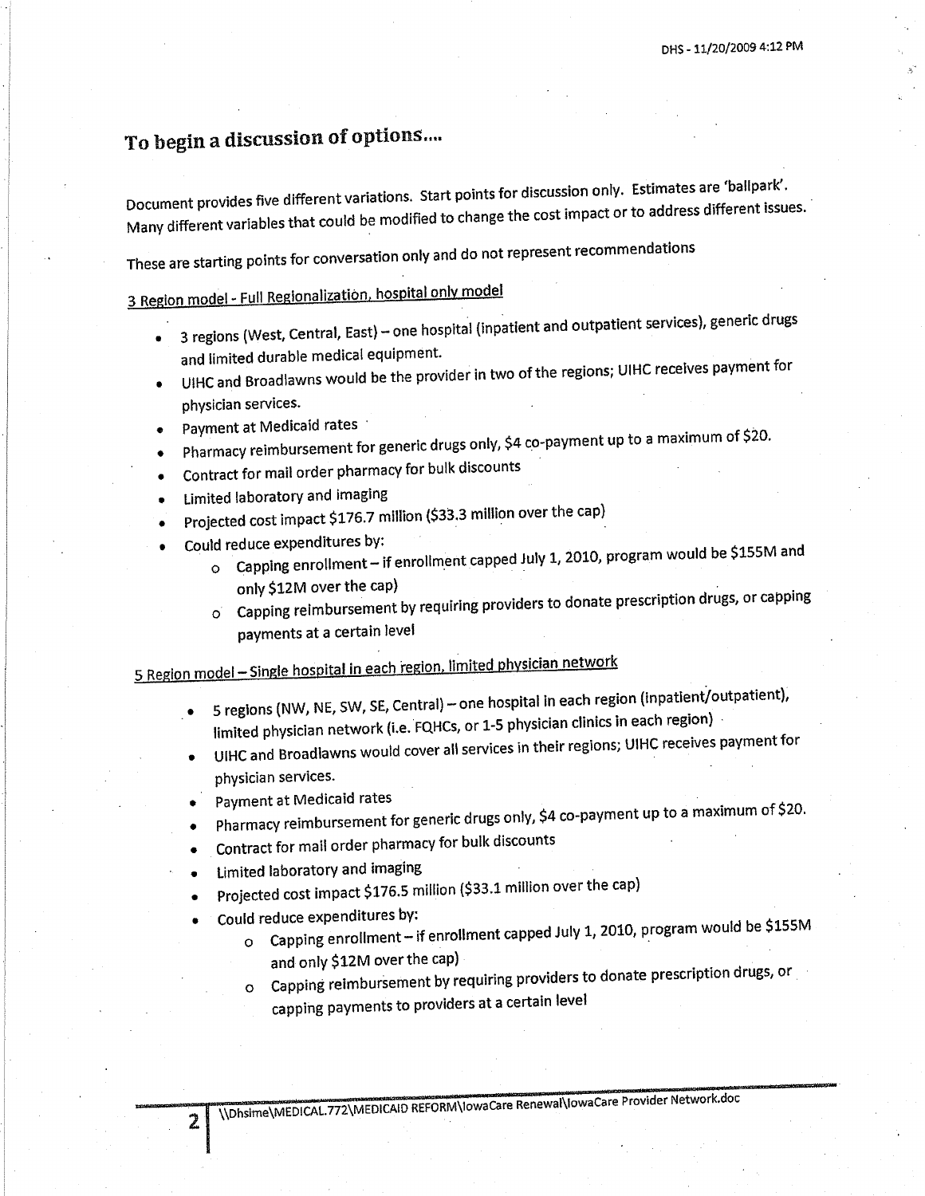# To begin a discussion of options....

Document provides five different variations. Start points for discussion only. Estimates are 'ballpark'. Many different variables that could be modified to change the cost impact or to address different issues.

These are starting points for conversation only and do not represent recommendations

## 3 Region model - Full Regionalization, hospital only model

- 3 regions (West, Central, East) – one hospital (inpatient and outpatient services), generic drugs and limited durable medical equipment.
- UIHC and Broadlawns would be the provider in two of the regions; UIHC receives payment for physician services.
- Payment at Medicaid rates
- Pharmacy reimbursement for generic drugs only, $4 co-payment up to a maximum of $20.
- Contract for mail order pharmacy for bulk discounts
- Limited laboratory and imaging
- Projected cost impact $176.7 million ($33.3 million over the cap)
- Could reduce expenditures by:
    - Capping enrollment – if enrollment capped July 1, 2010, program would be $155M and only $12M over the cap)
    - Capping reimbursement by requiring providers to donate prescription drugs, or capping payments at a certain level

## 5 Region model – Single hospital in each region, limited physician network

- 5 regions (NW, NE, SW, SE, Central) – one hospital in each region (inpatient/outpatient), limited physician network (i.e. FQHCs, or 1-5 physician clinics in each region)
- UIHC and Broadlawns would cover all services in their regions; UIHC receives payment for physician services.
- Payment at Medicaid rates
- Pharmacy reimbursement for generic drugs only, $4 co-payment up to a maximum of $20.
- Contract for mail order pharmacy for bulk discounts
- Limited laboratory and imaging
- Projected cost impact $176.5 million ($33.1 million over the cap)
- Could reduce expenditures by:
    - Capping enrollment – if enrollment capped July 1, 2010, program would be $155M and only $12M over the cap)
    - Capping reimbursement by requiring providers to donate prescription drugs, or capping payments to providers at a certain level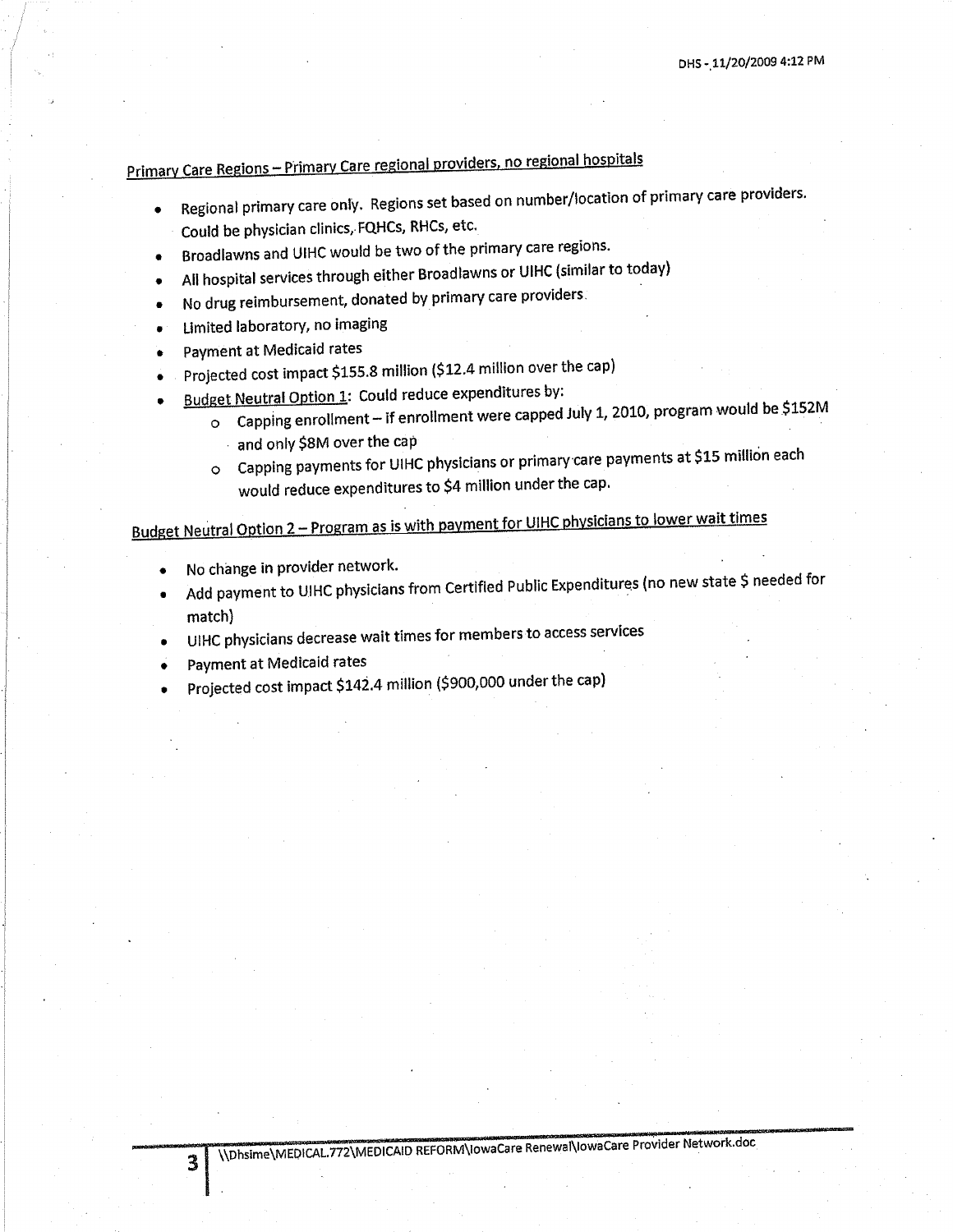<u>Primary Care Regions – Primary Care regional providers, no regional hospitals</u>

- Regional primary care only. Regions set based on number/location of primary care providers. Could be physician clinics, FQHCs, RHCs, etc.
- Broadlawns and UIHC would be two of the primary care regions.
- All hospital services through either Broadlawns or UIHC (similar to today)
- No drug reimbursement, donated by primary care providers.
- Limited laboratory, no imaging
- Payment at Medicaid rates
- Projected cost impact $155.8 million ($12.4 million over the cap)
- <u>Budget Neutral Option 1</u>: Could reduce expenditures by:
  - Capping enrollment – if enrollment were capped July 1, 2010, program would be $152M and only $8M over the cap
  - Capping payments for UIHC physicians or primary care payments at $15 million each would reduce expenditures to $4 million under the cap.

<u>Budget Neutral Option 2 – Program as is with payment for UIHC physicians to lower wait times</u>

- No change in provider network.
- Add payment to UIHC physicians from Certified Public Expenditures (no new state $ needed for match)
- UIHC physicians decrease wait times for members to access services
- Payment at Medicaid rates
- Projected cost impact $142.4 million ($900,000 under the cap)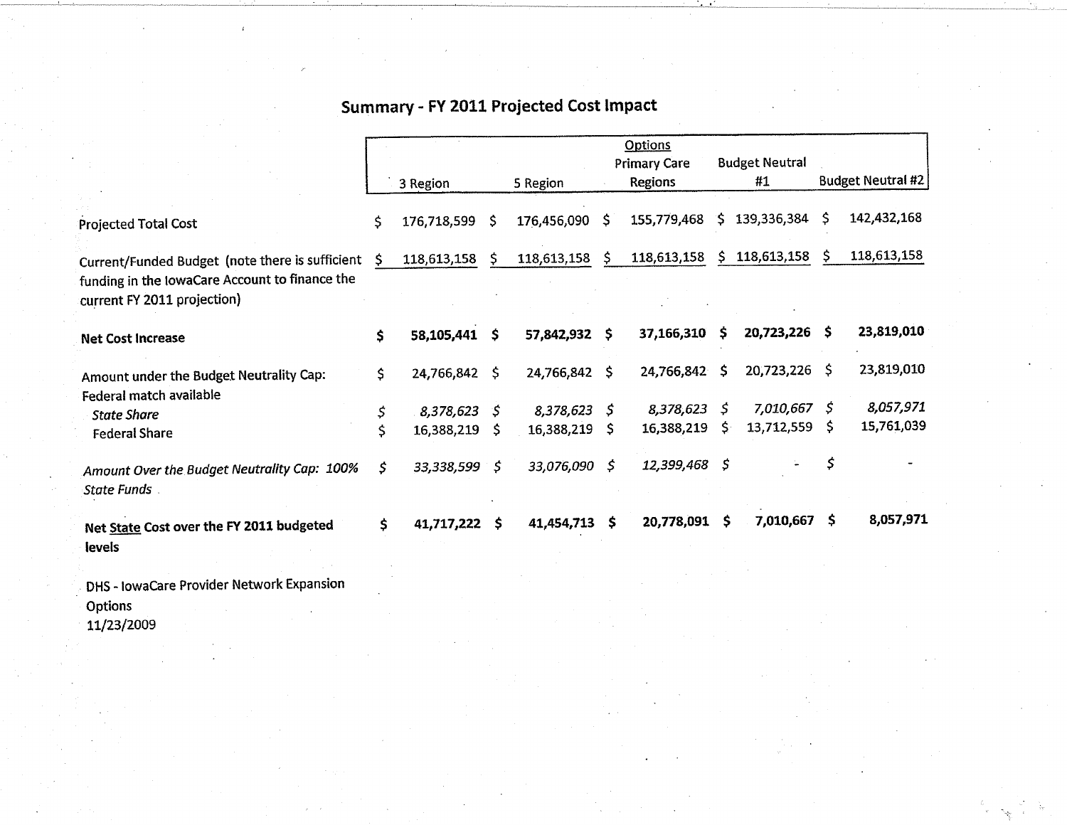## Summary - FY 2011 Projected Cost Impact

| | Options | | | | |
|---|---|---|---|---|---|
| | 3 Region | 5 Region | Primary Care Regions | Budget Neutral #1 | Budget Neutral #2 |
| Projected Total Cost | $ 176,718,599 | $ 176,456,090 | $ 155,779,468 | $ 139,336,384 | $ 142,432,168 |
| Current/Funded Budget (note there is sufficient funding in the IowaCare Account to finance the current FY 2011 projection) | $ 118,613,158 | $ 118,613,158 | $ 118,613,158 | $ 118,613,158 | $ 118,613,158 |
| **Net Cost Increase** | **$ 58,105,441** | **$ 57,842,932** | **$ 37,166,310** | **$ 20,723,226** | **$ 23,819,010** |
| Amount under the Budget Neutrality Cap: Federal match available | $ 24,766,842 | $ 24,766,842 | $ 24,766,842 | $ 20,723,226 | $ 23,819,010 |
| *State Share* | *$ 8,378,623* | *$ 8,378,623* | *$ 8,378,623* | *$ 7,010,667* | *$ 8,057,971* |
| Federal Share | $ 16,388,219 | $ 16,388,219 | $ 16,388,219 | $ 13,712,559 | $ 15,761,039 |
| *Amount Over the Budget Neutrality Cap: 100% State Funds* | *$ 33,338,599* | *$ 33,076,090* | *$ 12,399,468* | *$ -* | *$ -* |
| **Net State Cost over the FY 2011 budgeted levels** | **$ 41,717,222** | **$ 41,454,713** | **$ 20,778,091** | **$ 7,010,667** | **$ 8,057,971** |

DHS - IowaCare Provider Network Expansion Options
11/23/2009